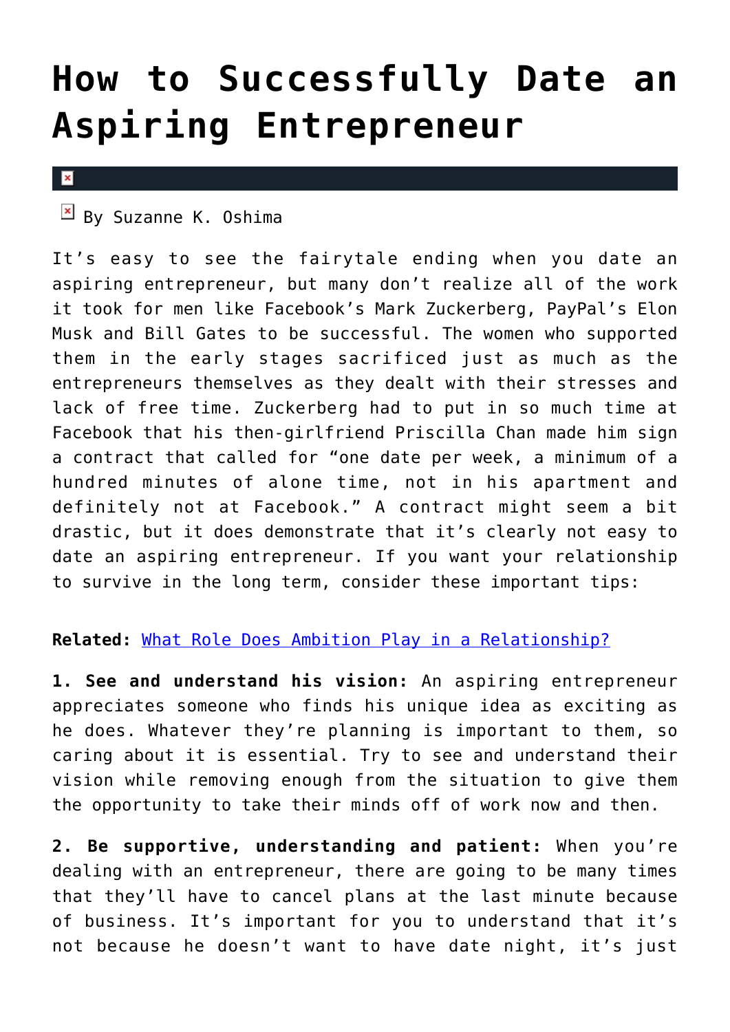# How to Successfully Date an Aspiring Entrepreneur

By Suzanne K. Oshima

It's easy to see the fairytale ending when you date an aspiring entrepreneur, but many don't realize all of the work it took for men like Facebook's Mark Zuckerberg, PayPal's Elon Musk and Bill Gates to be successful. The women who supported them in the early stages sacrificed just as much as the entrepreneurs themselves as they dealt with their stresses and lack of free time. Zuckerberg had to put in so much time at Facebook that his then-girlfriend Priscilla Chan made him sign a contract that called for "one date per week, a minimum of a hundred minutes of alone time, not in his apartment and definitely not at Facebook." A contract might seem a bit drastic, but it does demonstrate that it's clearly not easy to date an aspiring entrepreneur. If you want your relationship to survive in the long term, consider these important tips:

**Related:** [What Role Does Ambition Play in a Relationship?]()

**1. See and understand his vision:** An aspiring entrepreneur appreciates someone who finds his unique idea as exciting as he does. Whatever they're planning is important to them, so caring about it is essential. Try to see and understand their vision while removing enough from the situation to give them the opportunity to take their minds off of work now and then.

**2. Be supportive, understanding and patient:** When you're dealing with an entrepreneur, there are going to be many times that they'll have to cancel plans at the last minute because of business. It's important for you to understand that it's not because he doesn't want to have date night, it's just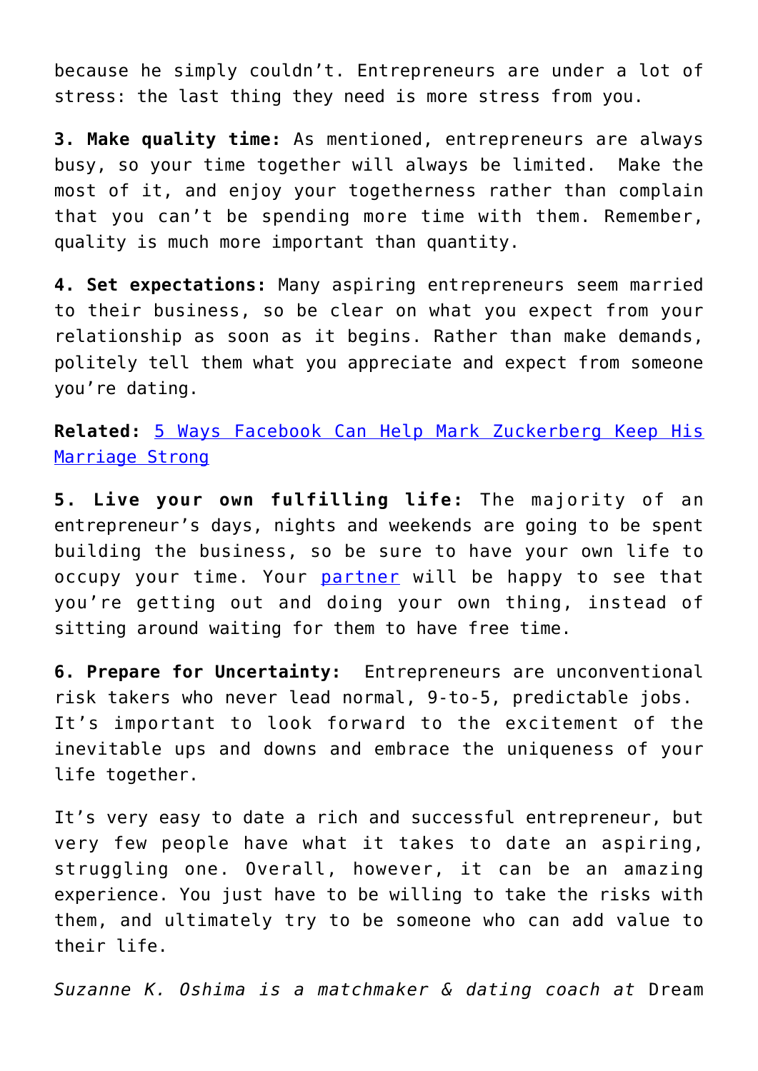because he simply couldn't. Entrepreneurs are under a lot of stress: the last thing they need is more stress from you.

**3. Make quality time:** As mentioned, entrepreneurs are always busy, so your time together will always be limited. Make the most of it, and enjoy your togetherness rather than complain that you can't be spending more time with them. Remember, quality is much more important than quantity.

**4. Set expectations:** Many aspiring entrepreneurs seem married to their business, so be clear on what you expect from your relationship as soon as it begins. Rather than make demands, politely tell them what you appreciate and expect from someone you're dating.

**Related:** 5 Ways Facebook Can Help Mark Zuckerberg Keep His Marriage Strong

**5. Live your own fulfilling life:** The majority of an entrepreneur's days, nights and weekends are going to be spent building the business, so be sure to have your own life to occupy your time. Your partner will be happy to see that you're getting out and doing your own thing, instead of sitting around waiting for them to have free time.

**6. Prepare for Uncertainty:** Entrepreneurs are unconventional risk takers who never lead normal, 9-to-5, predictable jobs. It's important to look forward to the excitement of the inevitable ups and downs and embrace the uniqueness of your life together.

It's very easy to date a rich and successful entrepreneur, but very few people have what it takes to date an aspiring, struggling one. Overall, however, it can be an amazing experience. You just have to be willing to take the risks with them, and ultimately try to be someone who can add value to their life.

*Suzanne K. Oshima is a matchmaker & dating coach at* Dream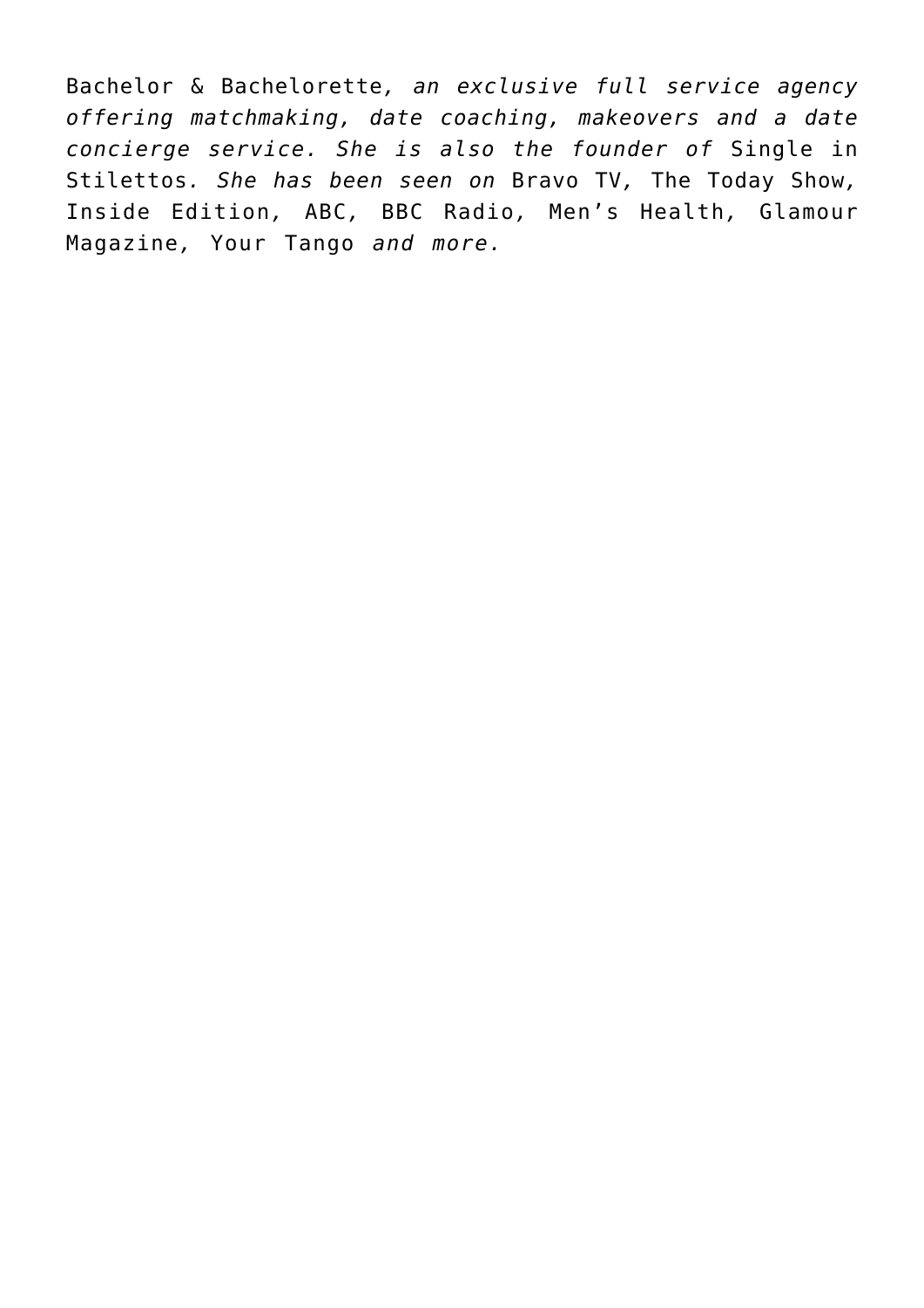Bachelor & Bachelorette*, an exclusive full service agency offering matchmaking, date coaching, makeovers and a date concierge service. She is also the founder of* Single in Stilettos*. She has been seen on* Bravo TV, The Today Show, Inside Edition, ABC, BBC Radio, Men's Health, Glamour Magazine, Your Tango *and more.*